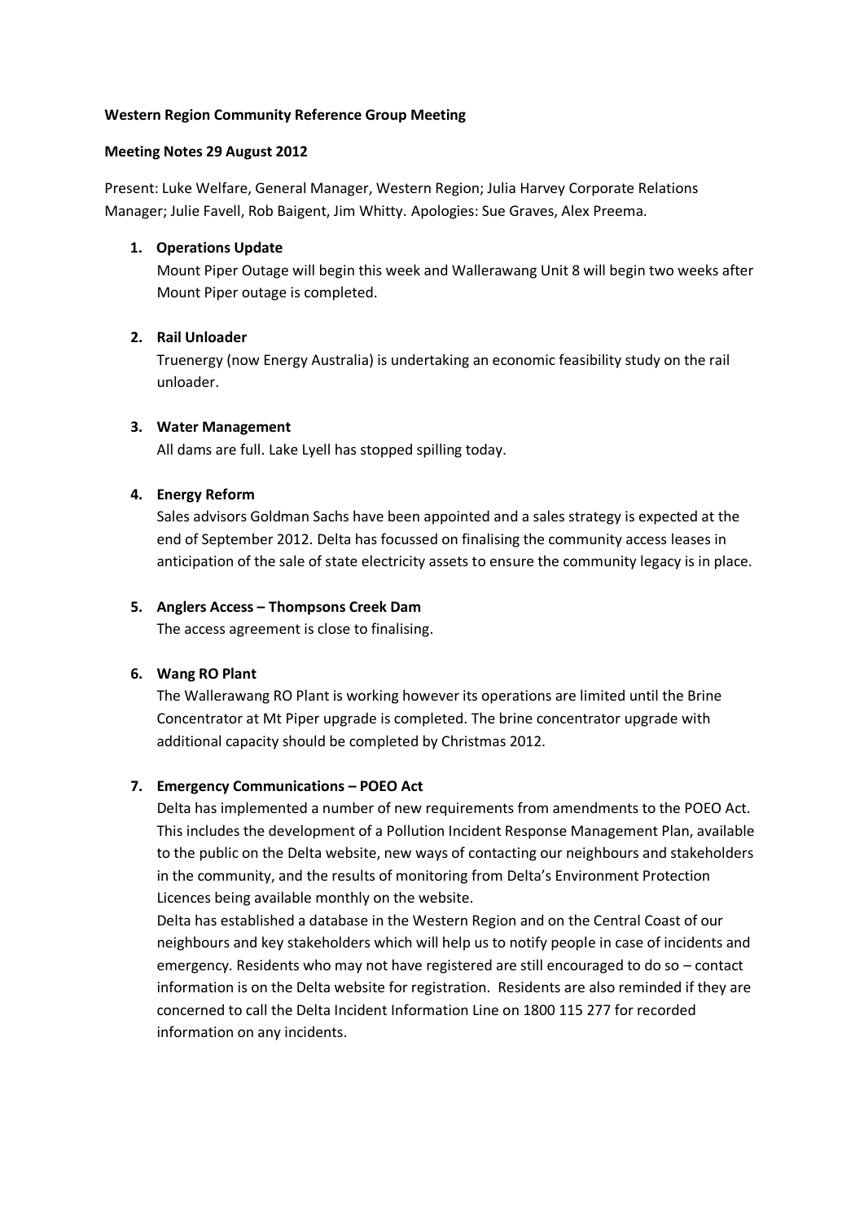**Western Region Community Reference Group Meeting**

**Meeting Notes 29 August 2012**

Present: Luke Welfare, General Manager, Western Region; Julia Harvey Corporate Relations Manager; Julie Favell, Rob Baigent, Jim Whitty. Apologies: Sue Graves, Alex Preema.

1. **Operations Update**

   Mount Piper Outage will begin this week and Wallerawang Unit 8 will begin two weeks after Mount Piper outage is completed.

2. **Rail Unloader**

   Truenergy (now Energy Australia) is undertaking an economic feasibility study on the rail unloader.

3. **Water Management**

   All dams are full. Lake Lyell has stopped spilling today.

4. **Energy Reform**

   Sales advisors Goldman Sachs have been appointed and a sales strategy is expected at the end of September 2012. Delta has focussed on finalising the community access leases in anticipation of the sale of state electricity assets to ensure the community legacy is in place.

5. **Anglers Access – Thompsons Creek Dam**

   The access agreement is close to finalising.

6. **Wang RO Plant**

   The Wallerawang RO Plant is working however its operations are limited until the Brine Concentrator at Mt Piper upgrade is completed. The brine concentrator upgrade with additional capacity should be completed by Christmas 2012.

7. **Emergency Communications – POEO Act**

   Delta has implemented a number of new requirements from amendments to the POEO Act. This includes the development of a Pollution Incident Response Management Plan, available to the public on the Delta website, new ways of contacting our neighbours and stakeholders in the community, and the results of monitoring from Delta's Environment Protection Licences being available monthly on the website.

   Delta has established a database in the Western Region and on the Central Coast of our neighbours and key stakeholders which will help us to notify people in case of incidents and emergency. Residents who may not have registered are still encouraged to do so – contact information is on the Delta website for registration. Residents are also reminded if they are concerned to call the Delta Incident Information Line on 1800 115 277 for recorded information on any incidents.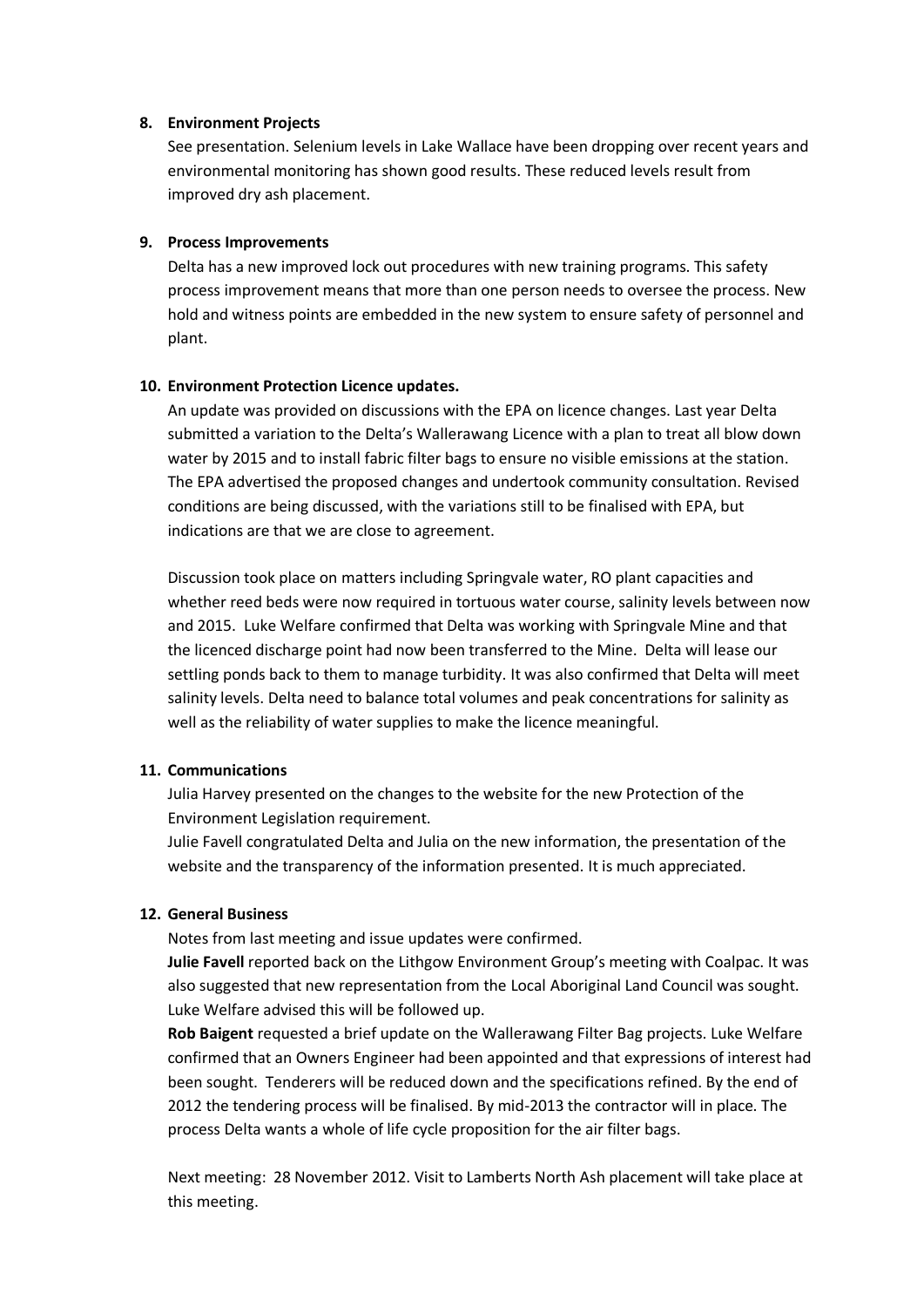**8. Environment Projects**

See presentation. Selenium levels in Lake Wallace have been dropping over recent years and environmental monitoring has shown good results. These reduced levels result from improved dry ash placement.

**9. Process Improvements**

Delta has a new improved lock out procedures with new training programs. This safety process improvement means that more than one person needs to oversee the process. New hold and witness points are embedded in the new system to ensure safety of personnel and plant.

**10. Environment Protection Licence updates.**

An update was provided on discussions with the EPA on licence changes. Last year Delta submitted a variation to the Delta's Wallerawang Licence with a plan to treat all blow down water by 2015 and to install fabric filter bags to ensure no visible emissions at the station. The EPA advertised the proposed changes and undertook community consultation. Revised conditions are being discussed, with the variations still to be finalised with EPA, but indications are that we are close to agreement.

Discussion took place on matters including Springvale water, RO plant capacities and whether reed beds were now required in tortuous water course, salinity levels between now and 2015. Luke Welfare confirmed that Delta was working with Springvale Mine and that the licenced discharge point had now been transferred to the Mine. Delta will lease our settling ponds back to them to manage turbidity. It was also confirmed that Delta will meet salinity levels. Delta need to balance total volumes and peak concentrations for salinity as well as the reliability of water supplies to make the licence meaningful.

**11. Communications**

Julia Harvey presented on the changes to the website for the new Protection of the Environment Legislation requirement.

Julie Favell congratulated Delta and Julia on the new information, the presentation of the website and the transparency of the information presented. It is much appreciated.

**12. General Business**

Notes from last meeting and issue updates were confirmed.

**Julie Favell** reported back on the Lithgow Environment Group's meeting with Coalpac. It was also suggested that new representation from the Local Aboriginal Land Council was sought. Luke Welfare advised this will be followed up.

**Rob Baigent** requested a brief update on the Wallerawang Filter Bag projects. Luke Welfare confirmed that an Owners Engineer had been appointed and that expressions of interest had been sought. Tenderers will be reduced down and the specifications refined. By the end of 2012 the tendering process will be finalised. By mid-2013 the contractor will in place. The process Delta wants a whole of life cycle proposition for the air filter bags.

Next meeting: 28 November 2012. Visit to Lamberts North Ash placement will take place at this meeting.